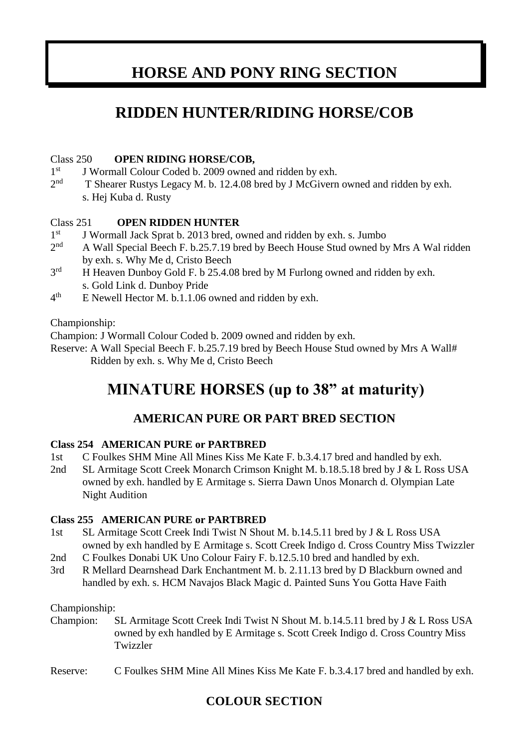# HORSE AND PONY RING SECTION

## RIDDEN HUNTER/RIDING HORSE/COB

Class 250 **OPEN RIDING HORSE/COB,**

1st J Wormall Colour Coded b. 2009 owned and ridden by exh.

2nd T Shearer Rustys Legacy M. b. 12.4.08 bred by J McGivern owned and ridden by exh. s. Hej Kuba d. Rusty

Class 251 **OPEN RIDDEN HUNTER**

1st J Wormall Jack Sprat b. 2013 bred, owned and ridden by exh. s. Jumbo

2nd A Wall Special Beech F. b.25.7.19 bred by Beech House Stud owned by Mrs A Wal ridden by exh. s. Why Me d, Cristo Beech

3rd H Heaven Dunboy Gold F. b 25.4.08 bred by M Furlong owned and ridden by exh. s. Gold Link d. Dunboy Pride

4th E Newell Hector M. b.1.1.06 owned and ridden by exh.

Championship:

Champion: J Wormall Colour Coded b. 2009 owned and ridden by exh.

Reserve: A Wall Special Beech F. b.25.7.19 bred by Beech House Stud owned by Mrs A Wall# Ridden by exh. s. Why Me d, Cristo Beech

## MINATURE HORSES (up to 38” at maturity)

### AMERICAN PURE OR PART BRED SECTION

**Class 254 AMERICAN PURE or PARTBRED**

1st C Foulkes SHM Mine All Mines Kiss Me Kate F. b.3.4.17 bred and handled by exh.

2nd SL Armitage Scott Creek Monarch Crimson Knight M. b.18.5.18 bred by J & L Ross USA owned by exh. handled by E Armitage s. Sierra Dawn Unos Monarch d. Olympian Late Night Audition

**Class 255 AMERICAN PURE or PARTBRED**

1st SL Armitage Scott Creek Indi Twist N Shout M. b.14.5.11 bred by J & L Ross USA owned by exh handled by E Armitage s. Scott Creek Indigo d. Cross Country Miss Twizzler

2nd C Foulkes Donabi UK Uno Colour Fairy F. b.12.5.10 bred and handled by exh.

3rd R Mellard Dearnshead Dark Enchantment M. b. 2.11.13 bred by D Blackburn owned and handled by exh. s. HCM Navajos Black Magic d. Painted Suns You Gotta Have Faith

Championship:

Champion: SL Armitage Scott Creek Indi Twist N Shout M. b.14.5.11 bred by J & L Ross USA owned by exh handled by E Armitage s. Scott Creek Indigo d. Cross Country Miss Twizzler

Reserve: C Foulkes SHM Mine All Mines Kiss Me Kate F. b.3.4.17 bred and handled by exh.

### COLOUR SECTION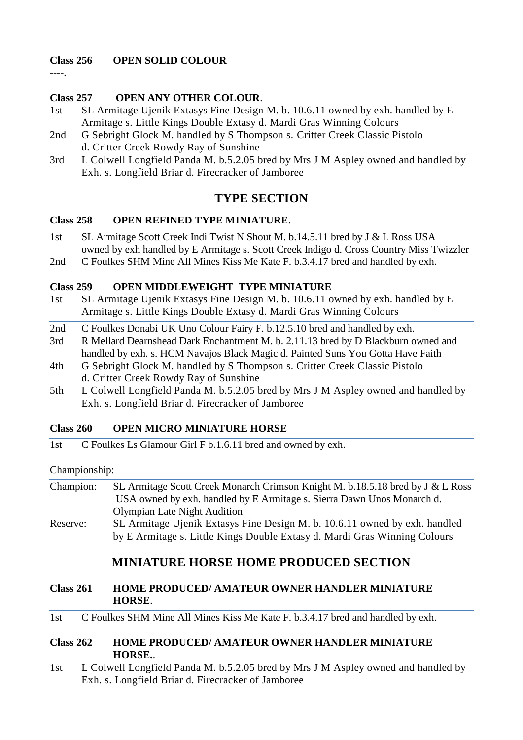**Class 256 OPEN SOLID COLOUR**

----.

**Class 257 OPEN ANY OTHER COLOUR**.

1st SL Armitage Ujenik Extasys Fine Design M. b. 10.6.11 owned by exh. handled by E Armitage s. Little Kings Double Extasy d. Mardi Gras Winning Colours

2nd G Sebright Glock M. handled by S Thompson s. Critter Creek Classic Pistolo d. Critter Creek Rowdy Ray of Sunshine

3rd L Colwell Longfield Panda M. b.5.2.05 bred by Mrs J M Aspley owned and handled by Exh. s. Longfield Briar d. Firecracker of Jamboree

## TYPE SECTION

**Class 258 OPEN REFINED TYPE MINIATURE**.

1st SL Armitage Scott Creek Indi Twist N Shout M. b.14.5.11 bred by J & L Ross USA owned by exh handled by E Armitage s. Scott Creek Indigo d. Cross Country Miss Twizzler

2nd C Foulkes SHM Mine All Mines Kiss Me Kate F. b.3.4.17 bred and handled by exh.

**Class 259 OPEN MIDDLEWEIGHT TYPE MINIATURE**

1st SL Armitage Ujenik Extasys Fine Design M. b. 10.6.11 owned by exh. handled by E Armitage s. Little Kings Double Extasy d. Mardi Gras Winning Colours

2nd C Foulkes Donabi UK Uno Colour Fairy F. b.12.5.10 bred and handled by exh.

3rd R Mellard Dearnshead Dark Enchantment M. b. 2.11.13 bred by D Blackburn owned and handled by exh. s. HCM Navajos Black Magic d. Painted Suns You Gotta Have Faith

4th G Sebright Glock M. handled by S Thompson s. Critter Creek Classic Pistolo d. Critter Creek Rowdy Ray of Sunshine

5th L Colwell Longfield Panda M. b.5.2.05 bred by Mrs J M Aspley owned and handled by Exh. s. Longfield Briar d. Firecracker of Jamboree

**Class 260 OPEN MICRO MINIATURE HORSE**

1st C Foulkes Ls Glamour Girl F b.1.6.11 bred and owned by exh.

Championship:

Champion: SL Armitage Scott Creek Monarch Crimson Knight M. b.18.5.18 bred by J & L Ross USA owned by exh. handled by E Armitage s. Sierra Dawn Unos Monarch d. Olympian Late Night Audition

Reserve: SL Armitage Ujenik Extasys Fine Design M. b. 10.6.11 owned by exh. handled by E Armitage s. Little Kings Double Extasy d. Mardi Gras Winning Colours

## MINIATURE HORSE HOME PRODUCED SECTION

**Class 261 HOME PRODUCED/ AMATEUR OWNER HANDLER MINIATURE HORSE**.

1st C Foulkes SHM Mine All Mines Kiss Me Kate F. b.3.4.17 bred and handled by exh.

**Class 262 HOME PRODUCED/ AMATEUR OWNER HANDLER MINIATURE HORSE.**.

1st L Colwell Longfield Panda M. b.5.2.05 bred by Mrs J M Aspley owned and handled by Exh. s. Longfield Briar d. Firecracker of Jamboree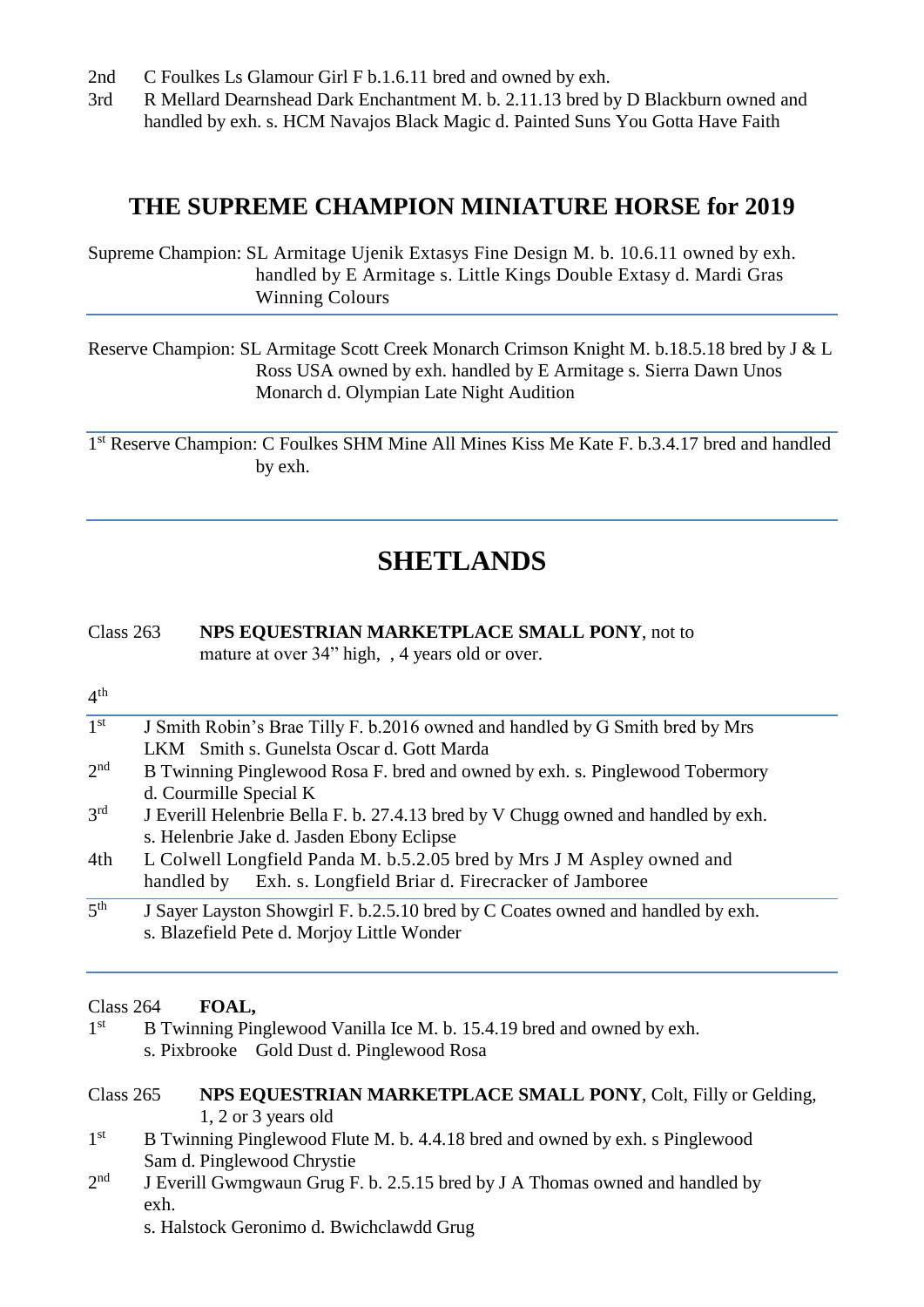2nd C Foulkes Ls Glamour Girl F b.1.6.11 bred and owned by exh.

3rd R Mellard Dearnshead Dark Enchantment M. b. 2.11.13 bred by D Blackburn owned and handled by exh. s. HCM Navajos Black Magic d. Painted Suns You Gotta Have Faith

## THE SUPREME CHAMPION MINIATURE HORSE for 2019

Supreme Champion: SL Armitage Ujenik Extasys Fine Design M. b. 10.6.11 owned by exh. handled by E Armitage s. Little Kings Double Extasy d. Mardi Gras Winning Colours

Reserve Champion: SL Armitage Scott Creek Monarch Crimson Knight M. b.18.5.18 bred by J & L Ross USA owned by exh. handled by E Armitage s. Sierra Dawn Unos Monarch d. Olympian Late Night Audition

1st Reserve Champion: C Foulkes SHM Mine All Mines Kiss Me Kate F. b.3.4.17 bred and handled by exh.

# SHETLANDS

Class 263 **NPS EQUESTRIAN MARKETPLACE SMALL PONY**, not to mature at over 34" high, , 4 years old or over.

4th

1st J Smith Robin's Brae Tilly F. b.2016 owned and handled by G Smith bred by Mrs LKM Smith s. Gunelsta Oscar d. Gott Marda

2nd B Twinning Pinglewood Rosa F. bred and owned by exh. s. Pinglewood Tobermory d. Courmille Special K

3rd J Everill Helenbrie Bella F. b. 27.4.13 bred by V Chugg owned and handled by exh. s. Helenbrie Jake d. Jasden Ebony Eclipse

4th L Colwell Longfield Panda M. b.5.2.05 bred by Mrs J M Aspley owned and handled by Exh. s. Longfield Briar d. Firecracker of Jamboree

5th J Sayer Layston Showgirl F. b.2.5.10 bred by C Coates owned and handled by exh. s. Blazefield Pete d. Morjoy Little Wonder

Class 264 **FOAL,**

1st B Twinning Pinglewood Vanilla Ice M. b. 15.4.19 bred and owned by exh. s. Pixbrooke Gold Dust d. Pinglewood Rosa

Class 265 **NPS EQUESTRIAN MARKETPLACE SMALL PONY**, Colt, Filly or Gelding, 1, 2 or 3 years old

1st B Twinning Pinglewood Flute M. b. 4.4.18 bred and owned by exh. s Pinglewood Sam d. Pinglewood Chrystie

2nd J Everill Gwmgwaun Grug F. b. 2.5.15 bred by J A Thomas owned and handled by exh.
s. Halstock Geronimo d. Bwichclawdd Grug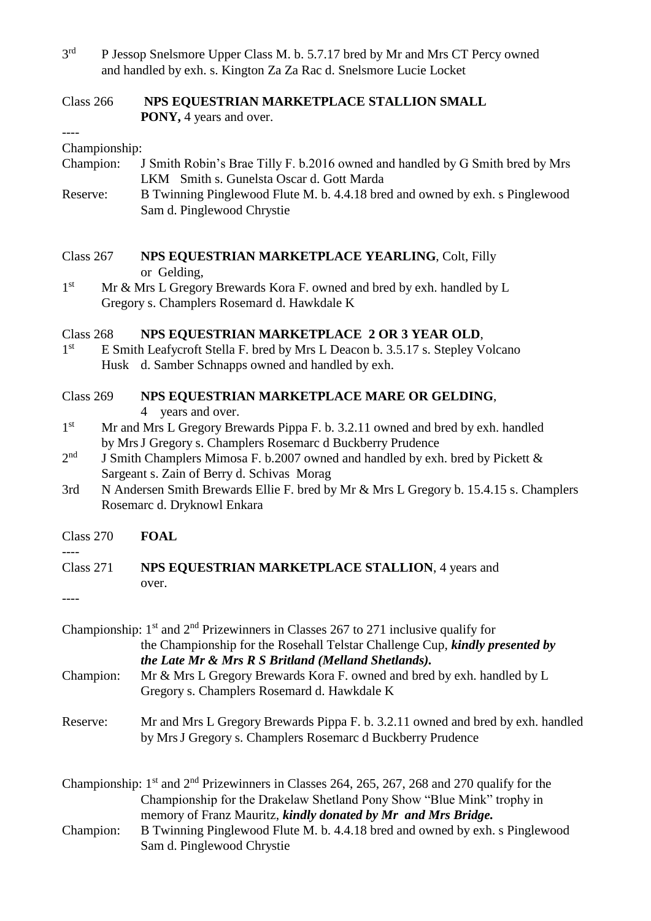3rd P Jessop Snelsmore Upper Class M. b. 5.7.17 bred by Mr and Mrs CT Percy owned and handled by exh. s. Kington Za Za Rac d. Snelsmore Lucie Locket

Class 266 **NPS EQUESTRIAN MARKETPLACE STALLION SMALL PONY,** 4 years and over.

----

Championship:

Champion: J Smith Robin's Brae Tilly F. b.2016 owned and handled by G Smith bred by Mrs LKM Smith s. Gunelsta Oscar d. Gott Marda

Reserve: B Twinning Pinglewood Flute M. b. 4.4.18 bred and owned by exh. s Pinglewood Sam d. Pinglewood Chrystie

Class 267 **NPS EQUESTRIAN MARKETPLACE YEARLING**, Colt, Filly or Gelding,

1st Mr & Mrs L Gregory Brewards Kora F. owned and bred by exh. handled by L Gregory s. Champlers Rosemard d. Hawkdale K

Class 268 **NPS EQUESTRIAN MARKETPLACE 2 OR 3 YEAR OLD**,

1st E Smith Leafycroft Stella F. bred by Mrs L Deacon b. 3.5.17 s. Stepley Volcano Husk d. Samber Schnapps owned and handled by exh.

Class 269 **NPS EQUESTRIAN MARKETPLACE MARE OR GELDING**, 4 years and over.

1st Mr and Mrs L Gregory Brewards Pippa F. b. 3.2.11 owned and bred by exh. handled by Mrs J Gregory s. Champlers Rosemarc d Buckberry Prudence

2nd J Smith Champlers Mimosa F. b.2007 owned and handled by exh. bred by Pickett & Sargeant s. Zain of Berry d. Schivas Morag

3rd N Andersen Smith Brewards Ellie F. bred by Mr & Mrs L Gregory b. 15.4.15 s. Champlers Rosemarc d. Dryknowl Enkara

Class 270 **FOAL**

----

Class 271 **NPS EQUESTRIAN MARKETPLACE STALLION**, 4 years and over.

----

Championship: 1st and 2nd Prizewinners in Classes 267 to 271 inclusive qualify for the Championship for the Rosehall Telstar Challenge Cup, ***kindly presented by the Late Mr & Mrs R S Britland (Melland Shetlands).***

Champion: Mr & Mrs L Gregory Brewards Kora F. owned and bred by exh. handled by L Gregory s. Champlers Rosemard d. Hawkdale K

Reserve: Mr and Mrs L Gregory Brewards Pippa F. b. 3.2.11 owned and bred by exh. handled by Mrs J Gregory s. Champlers Rosemarc d Buckberry Prudence

Championship: 1st and 2nd Prizewinners in Classes 264, 265, 267, 268 and 270 qualify for the Championship for the Drakelaw Shetland Pony Show "Blue Mink" trophy in memory of Franz Mauritz, ***kindly donated by Mr and Mrs Bridge.***

Champion: B Twinning Pinglewood Flute M. b. 4.4.18 bred and owned by exh. s Pinglewood Sam d. Pinglewood Chrystie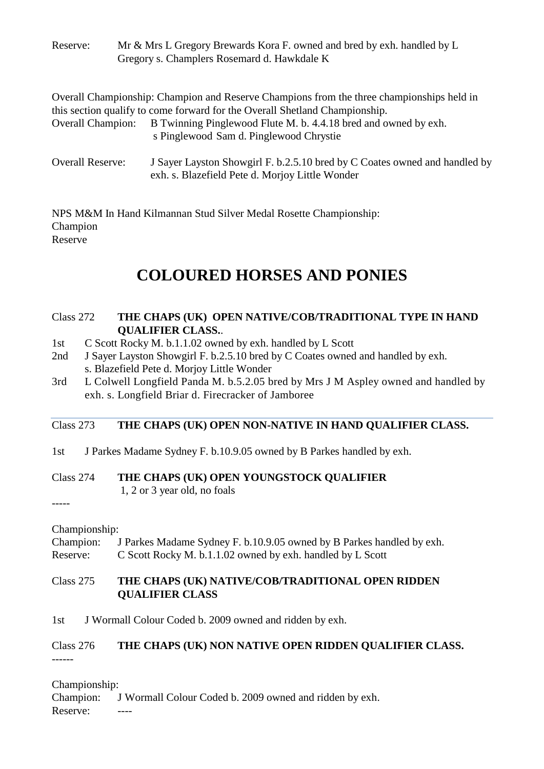Reserve: Mr & Mrs L Gregory Brewards Kora F. owned and bred by exh. handled by L Gregory s. Champlers Rosemard d. Hawkdale K

Overall Championship: Champion and Reserve Champions from the three championships held in this section qualify to come forward for the Overall Shetland Championship.

Overall Champion: B Twinning Pinglewood Flute M. b. 4.4.18 bred and owned by exh. s Pinglewood Sam d. Pinglewood Chrystie

Overall Reserve: J Sayer Layston Showgirl F. b.2.5.10 bred by C Coates owned and handled by exh. s. Blazefield Pete d. Morjoy Little Wonder

NPS M&M In Hand Kilmannan Stud Silver Medal Rosette Championship:
Champion
Reserve

# COLOURED HORSES AND PONIES

Class 272 **THE CHAPS (UK) OPEN NATIVE/COB/TRADITIONAL TYPE IN HAND QUALIFIER CLASS.**.

1st C Scott Rocky M. b.1.1.02 owned by exh. handled by L Scott
2nd J Sayer Layston Showgirl F. b.2.5.10 bred by C Coates owned and handled by exh. s. Blazefield Pete d. Morjoy Little Wonder
3rd L Colwell Longfield Panda M. b.5.2.05 bred by Mrs J M Aspley owned and handled by exh. s. Longfield Briar d. Firecracker of Jamboree

---

Class 273 **THE CHAPS (UK) OPEN NON-NATIVE IN HAND QUALIFIER CLASS.**

1st J Parkes Madame Sydney F. b.10.9.05 owned by B Parkes handled by exh.

Class 274 **THE CHAPS (UK) OPEN YOUNGSTOCK QUALIFIER**
1, 2 or 3 year old, no foals

-----

Championship:
Champion: J Parkes Madame Sydney F. b.10.9.05 owned by B Parkes handled by exh.
Reserve: C Scott Rocky M. b.1.1.02 owned by exh. handled by L Scott

Class 275 **THE CHAPS (UK) NATIVE/COB/TRADITIONAL OPEN RIDDEN QUALIFIER CLASS**

1st J Wormall Colour Coded b. 2009 owned and ridden by exh.

Class 276 **THE CHAPS (UK) NON NATIVE OPEN RIDDEN QUALIFIER CLASS.**

------

Championship:
Champion: J Wormall Colour Coded b. 2009 owned and ridden by exh.
Reserve: ----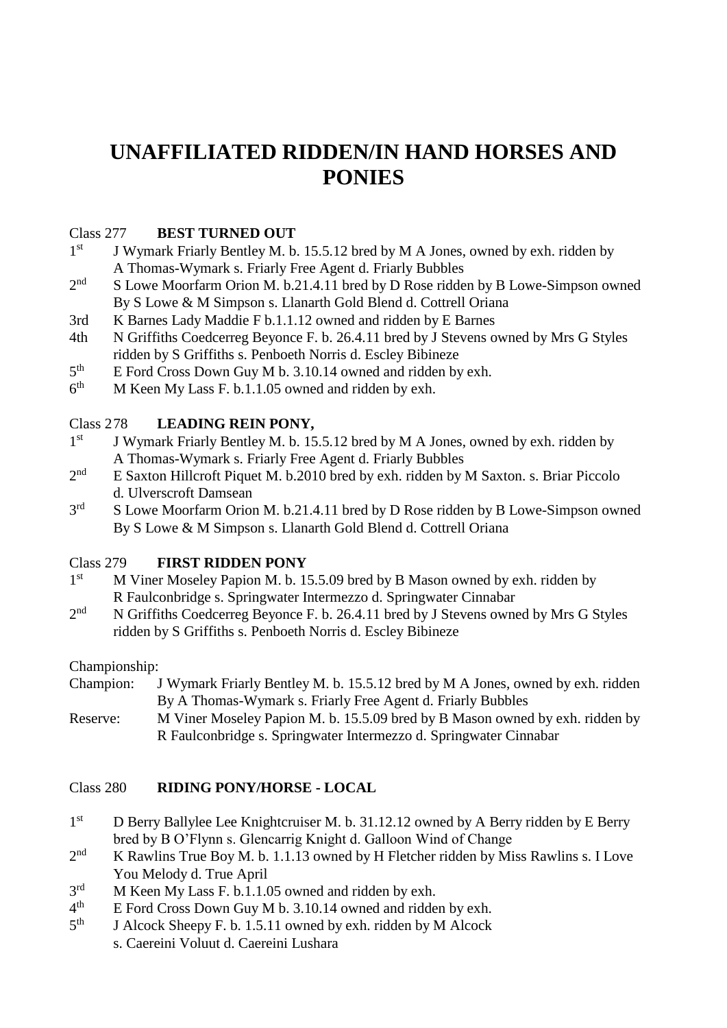# UNAFFILIATED RIDDEN/IN HAND HORSES AND PONIES

Class 277 **BEST TURNED OUT**

1st J Wymark Friarly Bentley M. b. 15.5.12 bred by M A Jones, owned by exh. ridden by A Thomas-Wymark s. Friarly Free Agent d. Friarly Bubbles

2nd S Lowe Moorfarm Orion M. b.21.4.11 bred by D Rose ridden by B Lowe-Simpson owned By S Lowe & M Simpson s. Llanarth Gold Blend d. Cottrell Oriana

3rd K Barnes Lady Maddie F b.1.1.12 owned and ridden by E Barnes

4th N Griffiths Coedcerreg Beyonce F. b. 26.4.11 bred by J Stevens owned by Mrs G Styles ridden by S Griffiths s. Penboeth Norris d. Escley Bibineze

5th E Ford Cross Down Guy M b. 3.10.14 owned and ridden by exh.

6th M Keen My Lass F. b.1.1.05 owned and ridden by exh.

Class 278 **LEADING REIN PONY,**

1st J Wymark Friarly Bentley M. b. 15.5.12 bred by M A Jones, owned by exh. ridden by A Thomas-Wymark s. Friarly Free Agent d. Friarly Bubbles

2nd E Saxton Hillcroft Piquet M. b.2010 bred by exh. ridden by M Saxton. s. Briar Piccolo d. Ulverscroft Damsean

3rd S Lowe Moorfarm Orion M. b.21.4.11 bred by D Rose ridden by B Lowe-Simpson owned By S Lowe & M Simpson s. Llanarth Gold Blend d. Cottrell Oriana

Class 279 **FIRST RIDDEN PONY**

1st M Viner Moseley Papion M. b. 15.5.09 bred by B Mason owned by exh. ridden by R Faulconbridge s. Springwater Intermezzo d. Springwater Cinnabar

2nd N Griffiths Coedcerreg Beyonce F. b. 26.4.11 bred by J Stevens owned by Mrs G Styles ridden by S Griffiths s. Penboeth Norris d. Escley Bibineze

Championship:

Champion: J Wymark Friarly Bentley M. b. 15.5.12 bred by M A Jones, owned by exh. ridden By A Thomas-Wymark s. Friarly Free Agent d. Friarly Bubbles

Reserve: M Viner Moseley Papion M. b. 15.5.09 bred by B Mason owned by exh. ridden by R Faulconbridge s. Springwater Intermezzo d. Springwater Cinnabar

Class 280 **RIDING PONY/HORSE - LOCAL**

1st D Berry Ballylee Lee Knightcruiser M. b. 31.12.12 owned by A Berry ridden by E Berry bred by B O'Flynn s. Glencarrig Knight d. Galloon Wind of Change

2nd K Rawlins True Boy M. b. 1.1.13 owned by H Fletcher ridden by Miss Rawlins s. I Love You Melody d. True April

3rd M Keen My Lass F. b.1.1.05 owned and ridden by exh.

4th E Ford Cross Down Guy M b. 3.10.14 owned and ridden by exh.

5th J Alcock Sheepy F. b. 1.5.11 owned by exh. ridden by M Alcock s. Caereini Voluut d. Caereini Lushara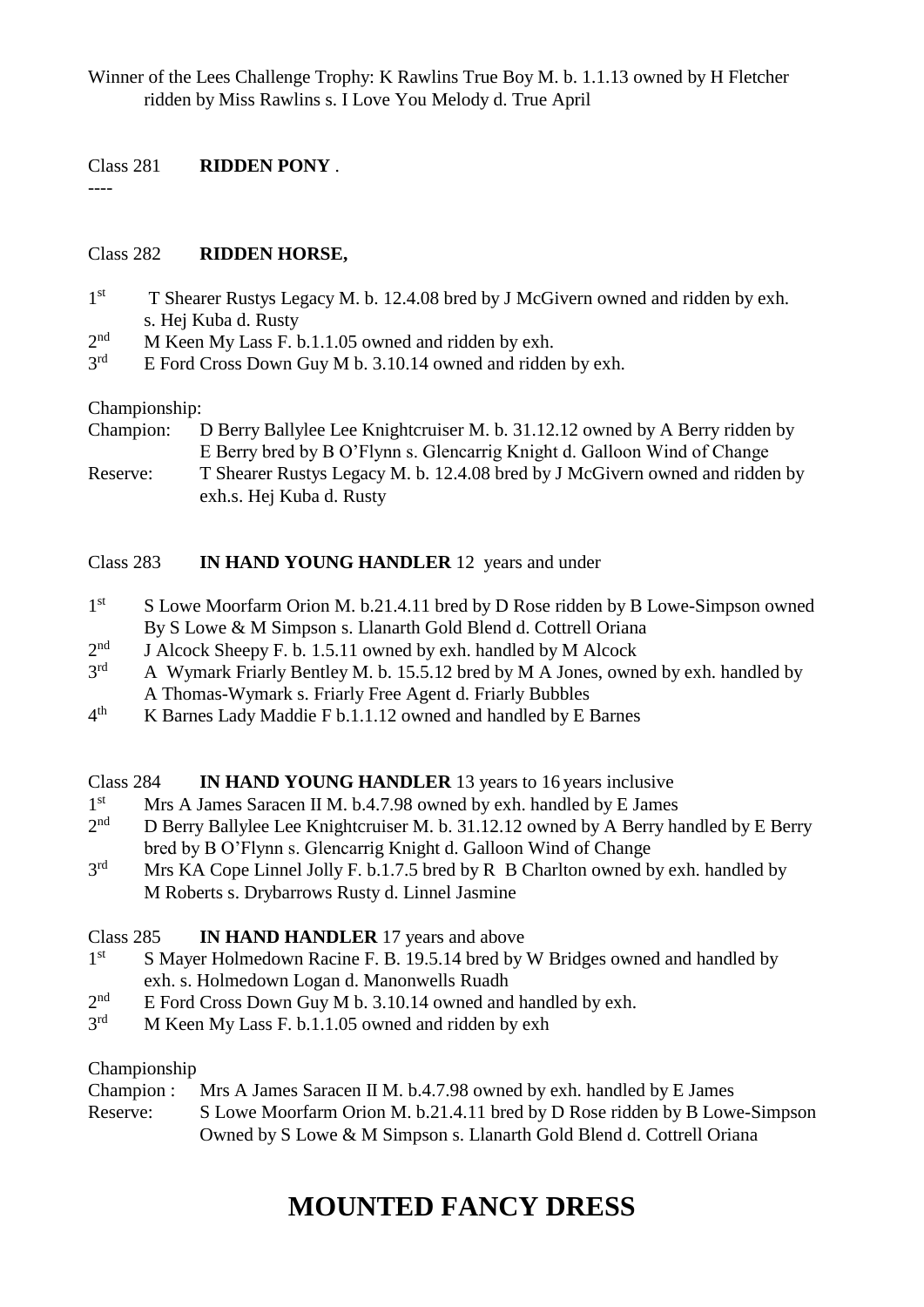Winner of the Lees Challenge Trophy: K Rawlins True Boy M. b. 1.1.13 owned by H Fletcher ridden by Miss Rawlins s. I Love You Melody d. True April

Class 281 **RIDDEN PONY** .

----

Class 282 **RIDDEN HORSE,**

1st T Shearer Rustys Legacy M. b. 12.4.08 bred by J McGivern owned and ridden by exh. s. Hej Kuba d. Rusty

2nd M Keen My Lass F. b.1.1.05 owned and ridden by exh.

3rd E Ford Cross Down Guy M b. 3.10.14 owned and ridden by exh.

Championship:

Champion: D Berry Ballylee Lee Knightcruiser M. b. 31.12.12 owned by A Berry ridden by E Berry bred by B O'Flynn s. Glencarrig Knight d. Galloon Wind of Change

Reserve: T Shearer Rustys Legacy M. b. 12.4.08 bred by J McGivern owned and ridden by exh.s. Hej Kuba d. Rusty

Class 283 **IN HAND YOUNG HANDLER** 12 years and under

1st S Lowe Moorfarm Orion M. b.21.4.11 bred by D Rose ridden by B Lowe-Simpson owned By S Lowe & M Simpson s. Llanarth Gold Blend d. Cottrell Oriana

2nd J Alcock Sheepy F. b. 1.5.11 owned by exh. handled by M Alcock

3rd A Wymark Friarly Bentley M. b. 15.5.12 bred by M A Jones, owned by exh. handled by A Thomas-Wymark s. Friarly Free Agent d. Friarly Bubbles

4th K Barnes Lady Maddie F b.1.1.12 owned and handled by E Barnes

Class 284 **IN HAND YOUNG HANDLER** 13 years to 16 years inclusive

1st Mrs A James Saracen II M. b.4.7.98 owned by exh. handled by E James

2nd D Berry Ballylee Lee Knightcruiser M. b. 31.12.12 owned by A Berry handled by E Berry bred by B O'Flynn s. Glencarrig Knight d. Galloon Wind of Change

3rd Mrs KA Cope Linnel Jolly F. b.1.7.5 bred by R B Charlton owned by exh. handled by M Roberts s. Drybarrows Rusty d. Linnel Jasmine

Class 285 **IN HAND HANDLER** 17 years and above

1st S Mayer Holmedown Racine F. B. 19.5.14 bred by W Bridges owned and handled by exh. s. Holmedown Logan d. Manonwells Ruadh

2nd E Ford Cross Down Guy M b. 3.10.14 owned and handled by exh.

3rd M Keen My Lass F. b.1.1.05 owned and ridden by exh

Championship

Champion : Mrs A James Saracen II M. b.4.7.98 owned by exh. handled by E James

Reserve: S Lowe Moorfarm Orion M. b.21.4.11 bred by D Rose ridden by B Lowe-Simpson Owned by S Lowe & M Simpson s. Llanarth Gold Blend d. Cottrell Oriana

# MOUNTED FANCY DRESS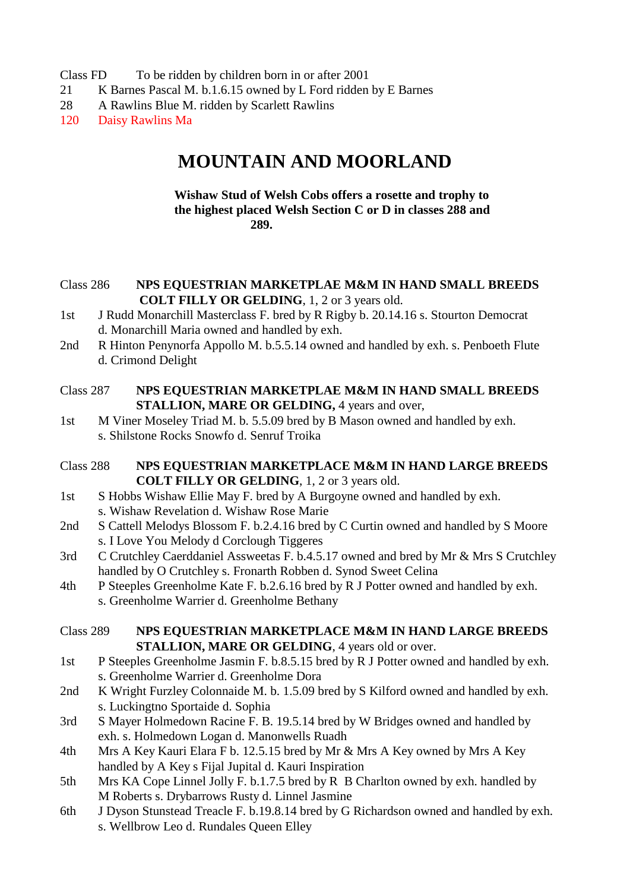Class FD To be ridden by children born in or after 2001

21 K Barnes Pascal M. b.1.6.15 owned by L Ford ridden by E Barnes
28 A Rawlins Blue M. ridden by Scarlett Rawlins
120 Daisy Rawlins Ma

# MOUNTAIN AND MOORLAND

**Wishaw Stud of Welsh Cobs offers a rosette and trophy to the highest placed Welsh Section C or D in classes 288 and 289.**

Class 286 **NPS EQUESTRIAN MARKETPLAE M&M IN HAND SMALL BREEDS COLT FILLY OR GELDING**, 1, 2 or 3 years old.

1st J Rudd Monarchill Masterclass F. bred by R Rigby b. 20.14.16 s. Stourton Democrat d. Monarchill Maria owned and handled by exh.
2nd R Hinton Penynorfa Appollo M. b.5.5.14 owned and handled by exh. s. Penboeth Flute d. Crimond Delight

Class 287 **NPS EQUESTRIAN MARKETPLAE M&M IN HAND SMALL BREEDS STALLION, MARE OR GELDING,** 4 years and over,

1st M Viner Moseley Triad M. b. 5.5.09 bred by B Mason owned and handled by exh. s. Shilstone Rocks Snowfo d. Senruf Troika

Class 288 **NPS EQUESTRIAN MARKETPLACE M&M IN HAND LARGE BREEDS COLT FILLY OR GELDING**, 1, 2 or 3 years old.

1st S Hobbs Wishaw Ellie May F. bred by A Burgoyne owned and handled by exh. s. Wishaw Revelation d. Wishaw Rose Marie
2nd S Cattell Melodys Blossom F. b.2.4.16 bred by C Curtin owned and handled by S Moore s. I Love You Melody d Corclough Tiggeres
3rd C Crutchley Caerddaniel Assweetas F. b.4.5.17 owned and bred by Mr & Mrs S Crutchley handled by O Crutchley s. Fronarth Robben d. Synod Sweet Celina
4th P Steeples Greenholme Kate F. b.2.6.16 bred by R J Potter owned and handled by exh. s. Greenholme Warrier d. Greenholme Bethany

Class 289 **NPS EQUESTRIAN MARKETPLACE M&M IN HAND LARGE BREEDS STALLION, MARE OR GELDING**, 4 years old or over.

1st P Steeples Greenholme Jasmin F. b.8.5.15 bred by R J Potter owned and handled by exh. s. Greenholme Warrier d. Greenholme Dora
2nd K Wright Furzley Colonnaide M. b. 1.5.09 bred by S Kilford owned and handled by exh. s. Luckingtno Sportaide d. Sophia
3rd S Mayer Holmedown Racine F. B. 19.5.14 bred by W Bridges owned and handled by exh. s. Holmedown Logan d. Manonwells Ruadh
4th Mrs A Key Kauri Elara F b. 12.5.15 bred by Mr & Mrs A Key owned by Mrs A Key handled by A Key s Fijal Jupital d. Kauri Inspiration
5th Mrs KA Cope Linnel Jolly F. b.1.7.5 bred by R B Charlton owned by exh. handled by M Roberts s. Drybarrows Rusty d. Linnel Jasmine
6th J Dyson Stunstead Treacle F. b.19.8.14 bred by G Richardson owned and handled by exh. s. Wellbrow Leo d. Rundales Queen Elley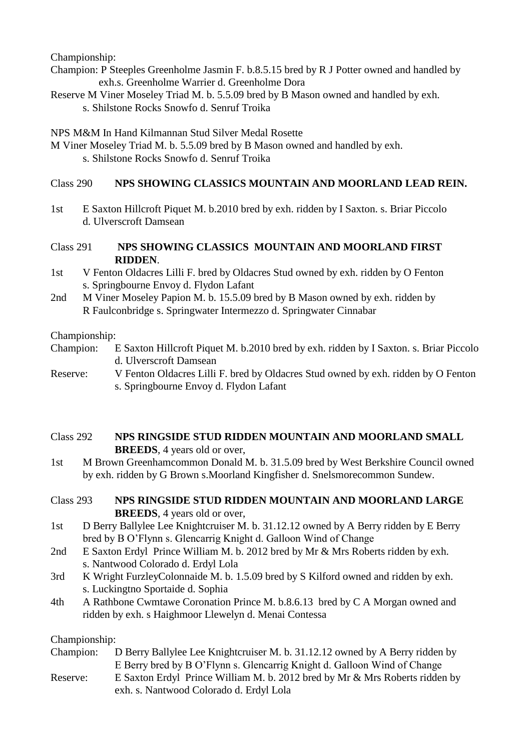Championship:

Champion: P Steeples Greenholme Jasmin F. b.8.5.15 bred by R J Potter owned and handled by exh.s. Greenholme Warrier d. Greenholme Dora

Reserve M Viner Moseley Triad M. b. 5.5.09 bred by B Mason owned and handled by exh. s. Shilstone Rocks Snowfo d. Senruf Troika

NPS M&M In Hand Kilmannan Stud Silver Medal Rosette

M Viner Moseley Triad M. b. 5.5.09 bred by B Mason owned and handled by exh. s. Shilstone Rocks Snowfo d. Senruf Troika

Class 290 **NPS SHOWING CLASSICS MOUNTAIN AND MOORLAND LEAD REIN.**

1st E Saxton Hillcroft Piquet M. b.2010 bred by exh. ridden by I Saxton. s. Briar Piccolo d. Ulverscroft Damsean

Class 291 **NPS SHOWING CLASSICS MOUNTAIN AND MOORLAND FIRST RIDDEN**.

1st V Fenton Oldacres Lilli F. bred by Oldacres Stud owned by exh. ridden by O Fenton s. Springbourne Envoy d. Flydon Lafant

2nd M Viner Moseley Papion M. b. 15.5.09 bred by B Mason owned by exh. ridden by R Faulconbridge s. Springwater Intermezzo d. Springwater Cinnabar

Championship:

Champion: E Saxton Hillcroft Piquet M. b.2010 bred by exh. ridden by I Saxton. s. Briar Piccolo d. Ulverscroft Damsean

Reserve: V Fenton Oldacres Lilli F. bred by Oldacres Stud owned by exh. ridden by O Fenton s. Springbourne Envoy d. Flydon Lafant

Class 292 **NPS RINGSIDE STUD RIDDEN MOUNTAIN AND MOORLAND SMALL BREEDS**, 4 years old or over,

1st M Brown Greenhamcommon Donald M. b. 31.5.09 bred by West Berkshire Council owned by exh. ridden by G Brown s.Moorland Kingfisher d. Snelsmorecommon Sundew.

Class 293 **NPS RINGSIDE STUD RIDDEN MOUNTAIN AND MOORLAND LARGE BREEDS**, 4 years old or over,

1st D Berry Ballylee Lee Knightcruiser M. b. 31.12.12 owned by A Berry ridden by E Berry bred by B O'Flynn s. Glencarrig Knight d. Galloon Wind of Change

2nd E Saxton Erdyl Prince William M. b. 2012 bred by Mr & Mrs Roberts ridden by exh. s. Nantwood Colorado d. Erdyl Lola

3rd K Wright FurzleyColonnaide M. b. 1.5.09 bred by S Kilford owned and ridden by exh. s. Luckingtno Sportaide d. Sophia

4th A Rathbone Cwmtawe Coronation Prince M. b.8.6.13 bred by C A Morgan owned and ridden by exh. s Haighmoor Llewelyn d. Menai Contessa

Championship:

Champion: D Berry Ballylee Lee Knightcruiser M. b. 31.12.12 owned by A Berry ridden by E Berry bred by B O'Flynn s. Glencarrig Knight d. Galloon Wind of Change

Reserve: E Saxton Erdyl Prince William M. b. 2012 bred by Mr & Mrs Roberts ridden by exh. s. Nantwood Colorado d. Erdyl Lola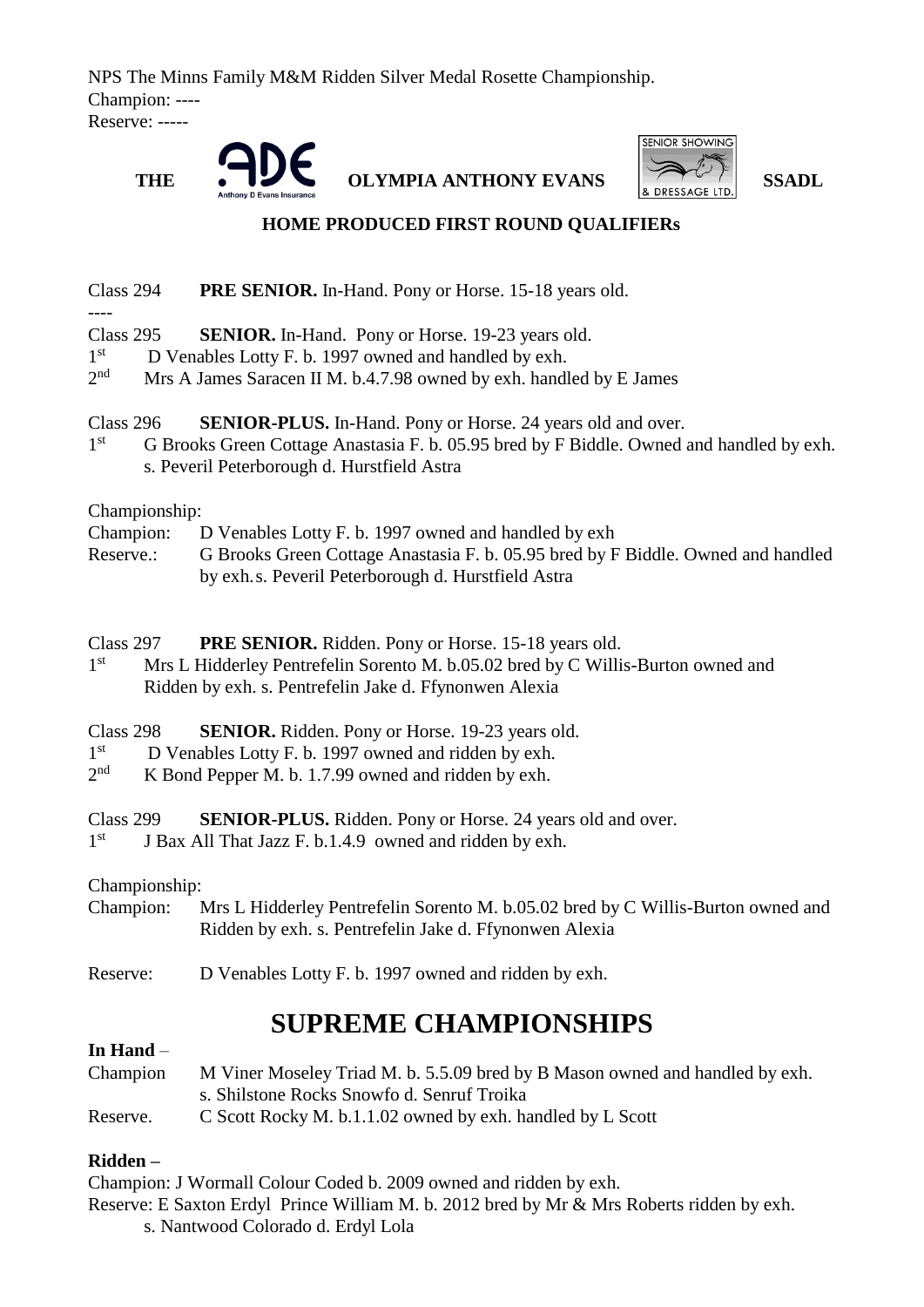NPS The Minns Family M&M Ridden Silver Medal Rosette Championship.
Champion: ----
Reserve: -----

**THE** **OLYMPIA ANTHONY EVANS** **SSADL**

**HOME PRODUCED FIRST ROUND QUALIFIERs**

Class 294 **PRE SENIOR.** In-Hand. Pony or Horse. 15-18 years old.
----

Class 295 **SENIOR.** In-Hand. Pony or Horse. 19-23 years old.
1st D Venables Lotty F. b. 1997 owned and handled by exh.
2nd Mrs A James Saracen II M. b.4.7.98 owned by exh. handled by E James

Class 296 **SENIOR-PLUS.** In-Hand. Pony or Horse. 24 years old and over.
1st G Brooks Green Cottage Anastasia F. b. 05.95 bred by F Biddle. Owned and handled by exh. s. Peveril Peterborough d. Hurstfield Astra

Championship:
Champion: D Venables Lotty F. b. 1997 owned and handled by exh
Reserve.: G Brooks Green Cottage Anastasia F. b. 05.95 bred by F Biddle. Owned and handled by exh. s. Peveril Peterborough d. Hurstfield Astra

Class 297 **PRE SENIOR.** Ridden. Pony or Horse. 15-18 years old.
1st Mrs L Hidderley Pentrefelin Sorento M. b.05.02 bred by C Willis-Burton owned and Ridden by exh. s. Pentrefelin Jake d. Ffynonwen Alexia

Class 298 **SENIOR.** Ridden. Pony or Horse. 19-23 years old.
1st D Venables Lotty F. b. 1997 owned and ridden by exh.
2nd K Bond Pepper M. b. 1.7.99 owned and ridden by exh.

Class 299 **SENIOR-PLUS.** Ridden. Pony or Horse. 24 years old and over.
1st J Bax All That Jazz F. b.1.4.9 owned and ridden by exh.

Championship:
Champion: Mrs L Hidderley Pentrefelin Sorento M. b.05.02 bred by C Willis-Burton owned and Ridden by exh. s. Pentrefelin Jake d. Ffynonwen Alexia

Reserve: D Venables Lotty F. b. 1997 owned and ridden by exh.

# SUPREME CHAMPIONSHIPS

**In Hand** –
Champion M Viner Moseley Triad M. b. 5.5.09 bred by B Mason owned and handled by exh. s. Shilstone Rocks Snowfo d. Senruf Troika
Reserve. C Scott Rocky M. b.1.1.02 owned by exh. handled by L Scott

**Ridden –**
Champion: J Wormall Colour Coded b. 2009 owned and ridden by exh.
Reserve: E Saxton Erdyl Prince William M. b. 2012 bred by Mr & Mrs Roberts ridden by exh. s. Nantwood Colorado d. Erdyl Lola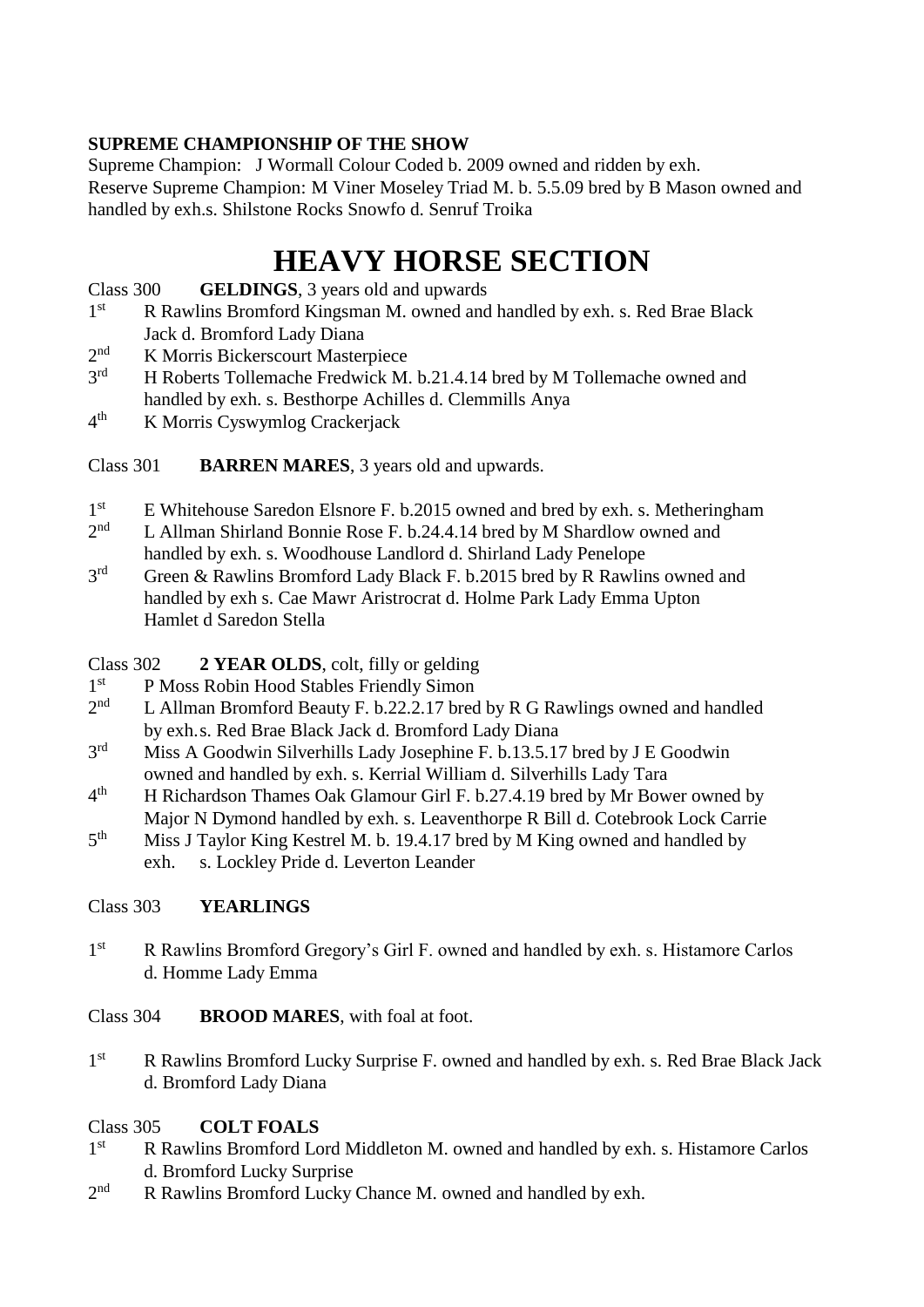**SUPREME CHAMPIONSHIP OF THE SHOW**

Supreme Champion: J Wormall Colour Coded b. 2009 owned and ridden by exh.
Reserve Supreme Champion: M Viner Moseley Triad M. b. 5.5.09 bred by B Mason owned and handled by exh.s. Shilstone Rocks Snowfo d. Senruf Troika

# HEAVY HORSE SECTION

Class 300 **GELDINGS**, 3 years old and upwards

1st R Rawlins Bromford Kingsman M. owned and handled by exh. s. Red Brae Black Jack d. Bromford Lady Diana
2nd K Morris Bickerscourt Masterpiece
3rd H Roberts Tollemache Fredwick M. b.21.4.14 bred by M Tollemache owned and handled by exh. s. Besthorpe Achilles d. Clemmills Anya
4th K Morris Cyswymlog Crackerjack

Class 301 **BARREN MARES**, 3 years old and upwards.

1st E Whitehouse Saredon Elsnore F. b.2015 owned and bred by exh. s. Metheringham
2nd L Allman Shirland Bonnie Rose F. b.24.4.14 bred by M Shardlow owned and handled by exh. s. Woodhouse Landlord d. Shirland Lady Penelope
3rd Green & Rawlins Bromford Lady Black F. b.2015 bred by R Rawlins owned and handled by exh s. Cae Mawr Aristrocrat d. Holme Park Lady Emma Upton Hamlet d Saredon Stella

Class 302 **2 YEAR OLDS**, colt, filly or gelding

1st P Moss Robin Hood Stables Friendly Simon
2nd L Allman Bromford Beauty F. b.22.2.17 bred by R G Rawlings owned and handled by exh.s. Red Brae Black Jack d. Bromford Lady Diana
3rd Miss A Goodwin Silverhills Lady Josephine F. b.13.5.17 bred by J E Goodwin owned and handled by exh. s. Kerrial William d. Silverhills Lady Tara
4th H Richardson Thames Oak Glamour Girl F. b.27.4.19 bred by Mr Bower owned by Major N Dymond handled by exh. s. Leaventhorpe R Bill d. Cotebrook Lock Carrie
5th Miss J Taylor King Kestrel M. b. 19.4.17 bred by M King owned and handled by exh. s. Lockley Pride d. Leverton Leander

Class 303 **YEARLINGS**

1st R Rawlins Bromford Gregory's Girl F. owned and handled by exh. s. Histamore Carlos d. Homme Lady Emma

Class 304 **BROOD MARES**, with foal at foot.

1st R Rawlins Bromford Lucky Surprise F. owned and handled by exh. s. Red Brae Black Jack d. Bromford Lady Diana

Class 305 **COLT FOALS**

1st R Rawlins Bromford Lord Middleton M. owned and handled by exh. s. Histamore Carlos d. Bromford Lucky Surprise
2nd R Rawlins Bromford Lucky Chance M. owned and handled by exh.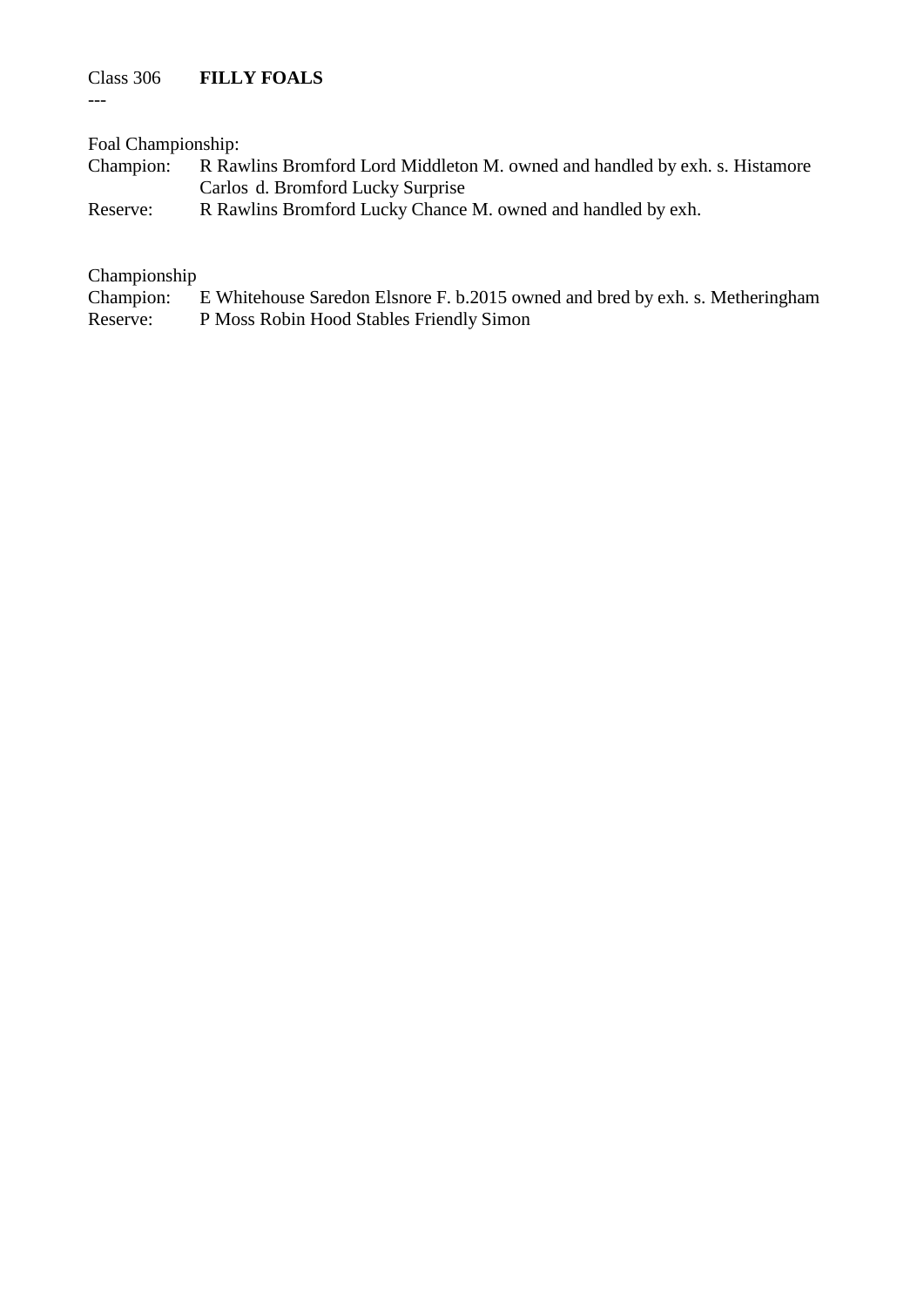Class 306 **FILLY FOALS**

---

Foal Championship:

Champion: R Rawlins Bromford Lord Middleton M. owned and handled by exh. s. Histamore Carlos d. Bromford Lucky Surprise

Reserve: R Rawlins Bromford Lucky Chance M. owned and handled by exh.

Championship

Champion: E Whitehouse Saredon Elsnore F. b.2015 owned and bred by exh. s. Metheringham

Reserve: P Moss Robin Hood Stables Friendly Simon